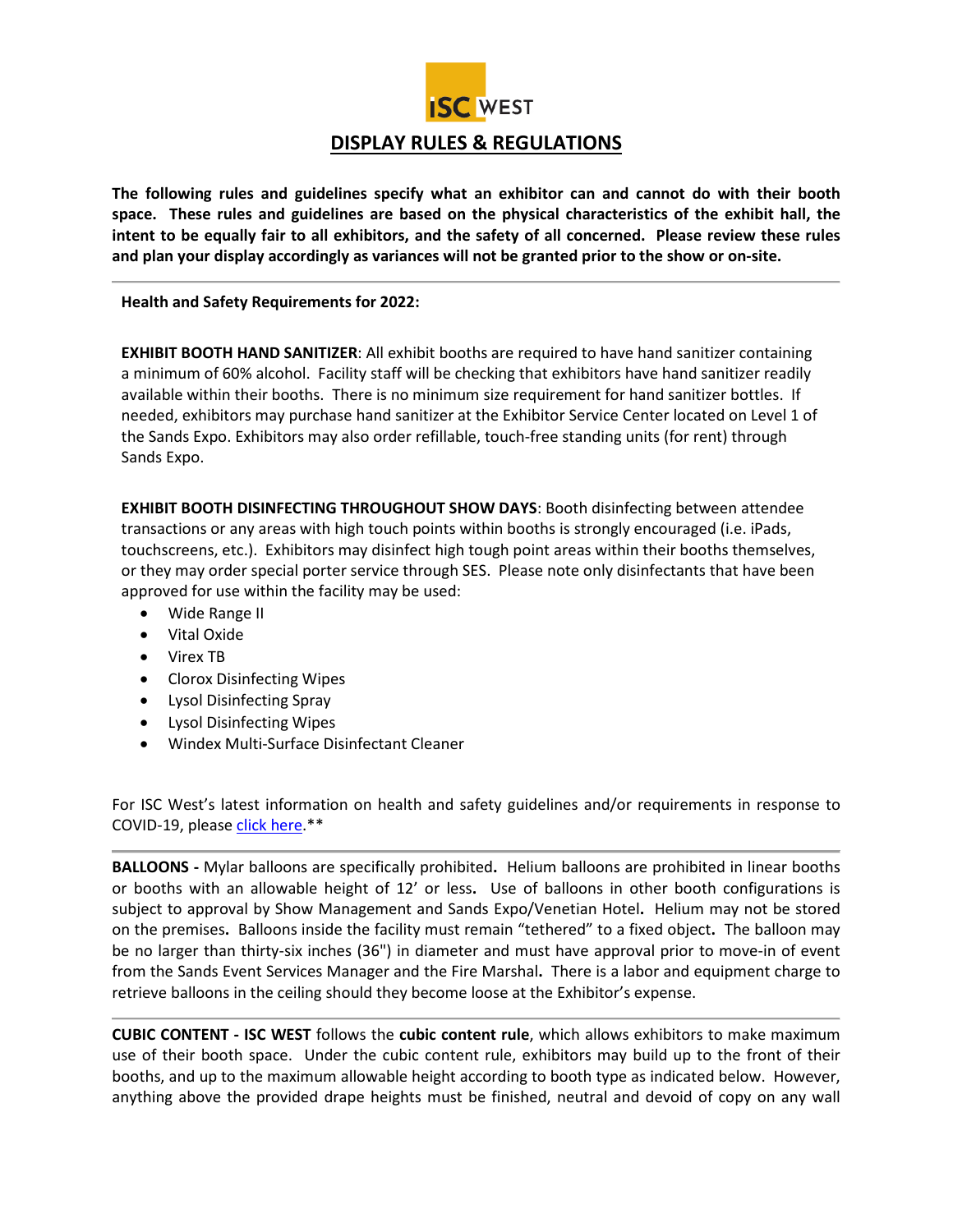# ISC WEST

## DISPLAY RULES & REGULATIONS

**The following rules and guidelines specify what an exhibitor can and cannot do with their booth space. These rules and guidelines are based on the physical characteristics of the exhibit hall, the intent to be equally fair to all exhibitors, and the safety of all concerned. Please review these rules and plan your display accordingly as variances will not be granted prior to the show or on-site.**

---

**Health and Safety Requirements for 2022:**

**EXHIBIT BOOTH HAND SANITIZER**: All exhibit booths are required to have hand sanitizer containing a minimum of 60% alcohol. Facility staff will be checking that exhibitors have hand sanitizer readily available within their booths. There is no minimum size requirement for hand sanitizer bottles. If needed, exhibitors may purchase hand sanitizer at the Exhibitor Service Center located on Level 1 of the Sands Expo. Exhibitors may also order refillable, touch-free standing units (for rent) through Sands Expo.

**EXHIBIT BOOTH DISINFECTING THROUGHOUT SHOW DAYS**: Booth disinfecting between attendee transactions or any areas with high touch points within booths is strongly encouraged (i.e. iPads, touchscreens, etc.). Exhibitors may disinfect high tough point areas within their booths themselves, or they may order special porter service through SES. Please note only disinfectants that have been approved for use within the facility may be used:

- Wide Range II
- Vital Oxide
- Virex TB
- Clorox Disinfecting Wipes
- Lysol Disinfecting Spray
- Lysol Disinfecting Wipes
- Windex Multi-Surface Disinfectant Cleaner

For ISC West's latest information on health and safety guidelines and/or requirements in response to COVID-19, please click here.**

---

**BALLOONS -** Mylar balloons are specifically prohibited**.** Helium balloons are prohibited in linear booths or booths with an allowable height of 12' or less**.** Use of balloons in other booth configurations is subject to approval by Show Management and Sands Expo/Venetian Hotel**.** Helium may not be stored on the premises**.** Balloons inside the facility must remain "tethered" to a fixed object**.** The balloon may be no larger than thirty-six inches (36") in diameter and must have approval prior to move-in of event from the Sands Event Services Manager and the Fire Marshal**.** There is a labor and equipment charge to retrieve balloons in the ceiling should they become loose at the Exhibitor's expense.

---

**CUBIC CONTENT - ISC WEST** follows the **cubic content rule**, which allows exhibitors to make maximum use of their booth space. Under the cubic content rule, exhibitors may build up to the front of their booths, and up to the maximum allowable height according to booth type as indicated below. However, anything above the provided drape heights must be finished, neutral and devoid of copy on any wall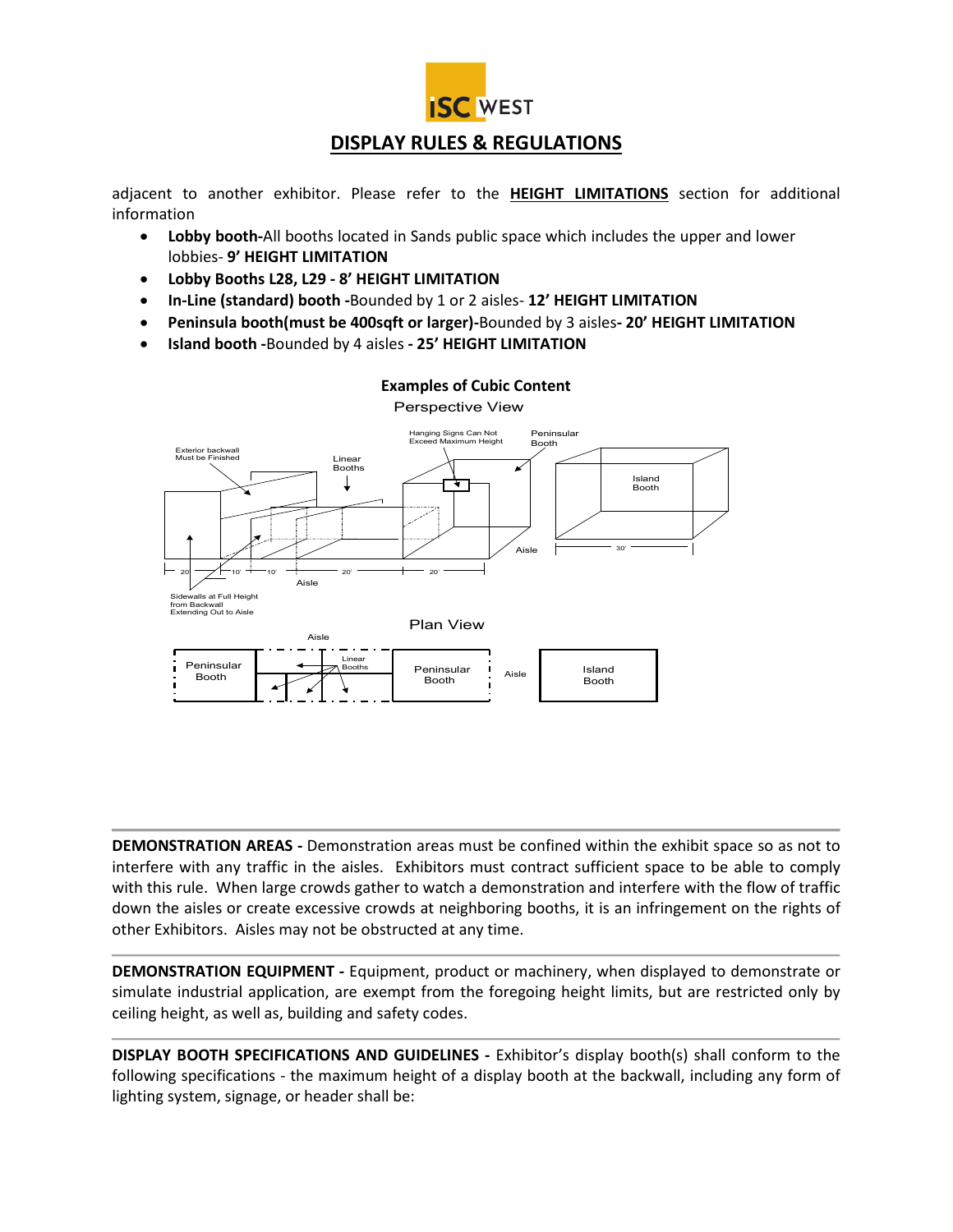adjacent to another exhibitor. Please refer to the **HEIGHT LIMITATIONS** section for additional information

- **Lobby booth-**All booths located in Sands public space which includes the upper and lower lobbies- **9' HEIGHT LIMITATION**
- **Lobby Booths L28, L29 - 8' HEIGHT LIMITATION**
- **In-Line (standard) booth -**Bounded by 1 or 2 aisles- **12' HEIGHT LIMITATION**
- **Peninsula booth(must be 400sqft or larger)-**Bounded by 3 aisles**- 20' HEIGHT LIMITATION**
- **Island booth -**Bounded by 4 aisles **- 25' HEIGHT LIMITATION**

**Examples of Cubic Content**

Perspective View

Exterior backwall Must be Finished

Linear Booths

Hanging Signs Can Not Exceed Maximum Height

Peninsular Booth

Island Booth

Aisle

20' 10' 10' 20' 20' 30'

Aisle

Sidewalls at Full Height from Backwall Extending Out to Aisle

Plan View

Aisle

Peninsular Booth

Linear Booths

Peninsular Booth

Aisle

Island Booth

---

**DEMONSTRATION AREAS -** Demonstration areas must be confined within the exhibit space so as not to interfere with any traffic in the aisles. Exhibitors must contract sufficient space to be able to comply with this rule. When large crowds gather to watch a demonstration and interfere with the flow of traffic down the aisles or create excessive crowds at neighboring booths, it is an infringement on the rights of other Exhibitors. Aisles may not be obstructed at any time.

---

**DEMONSTRATION EQUIPMENT -** Equipment, product or machinery, when displayed to demonstrate or simulate industrial application, are exempt from the foregoing height limits, but are restricted only by ceiling height, as well as, building and safety codes.

---

**DISPLAY BOOTH SPECIFICATIONS AND GUIDELINES -** Exhibitor's display booth(s) shall conform to the following specifications - the maximum height of a display booth at the backwall, including any form of lighting system, signage, or header shall be: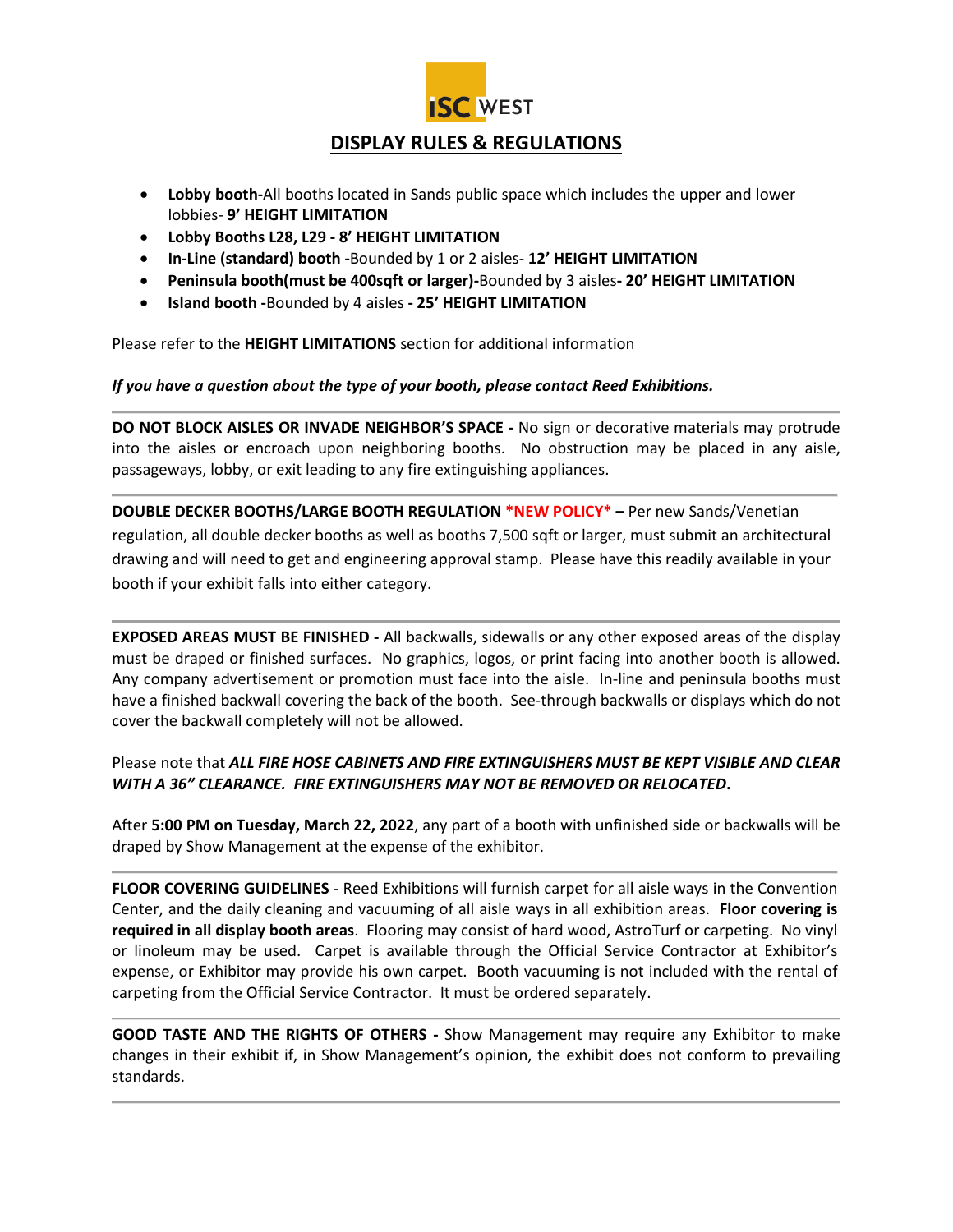ISC WEST

## DISPLAY RULES & REGULATIONS

- **Lobby booth-**All booths located in Sands public space which includes the upper and lower lobbies- **9' HEIGHT LIMITATION**
- **Lobby Booths L28, L29 - 8' HEIGHT LIMITATION**
- **In-Line (standard) booth -**Bounded by 1 or 2 aisles- **12' HEIGHT LIMITATION**
- **Peninsula booth(must be 400sqft or larger)-**Bounded by 3 aisles**- 20' HEIGHT LIMITATION**
- **Island booth -**Bounded by 4 aisles **- 25' HEIGHT LIMITATION**

Please refer to the **HEIGHT LIMITATIONS** section for additional information

***If you have a question about the type of your booth, please contact Reed Exhibitions.***

---

**DO NOT BLOCK AISLES OR INVADE NEIGHBOR'S SPACE -** No sign or decorative materials may protrude into the aisles or encroach upon neighboring booths. No obstruction may be placed in any aisle, passageways, lobby, or exit leading to any fire extinguishing appliances.

---

**DOUBLE DECKER BOOTHS/LARGE BOOTH REGULATION *NEW POLICY* –** Per new Sands/Venetian regulation, all double decker booths as well as booths 7,500 sqft or larger, must submit an architectural drawing and will need to get and engineering approval stamp. Please have this readily available in your booth if your exhibit falls into either category.

---

**EXPOSED AREAS MUST BE FINISHED -** All backwalls, sidewalls or any other exposed areas of the display must be draped or finished surfaces. No graphics, logos, or print facing into another booth is allowed. Any company advertisement or promotion must face into the aisle. In-line and peninsula booths must have a finished backwall covering the back of the booth. See-through backwalls or displays which do not cover the backwall completely will not be allowed.

Please note that ***ALL FIRE HOSE CABINETS AND FIRE EXTINGUISHERS MUST BE KEPT VISIBLE AND CLEAR WITH A 36" CLEARANCE. FIRE EXTINGUISHERS MAY NOT BE REMOVED OR RELOCATED.***

After **5:00 PM on Tuesday, March 22, 2022**, any part of a booth with unfinished side or backwalls will be draped by Show Management at the expense of the exhibitor.

---

**FLOOR COVERING GUIDELINES** - Reed Exhibitions will furnish carpet for all aisle ways in the Convention Center, and the daily cleaning and vacuuming of all aisle ways in all exhibition areas. **Floor covering is required in all display booth areas**. Flooring may consist of hard wood, AstroTurf or carpeting. No vinyl or linoleum may be used. Carpet is available through the Official Service Contractor at Exhibitor's expense, or Exhibitor may provide his own carpet. Booth vacuuming is not included with the rental of carpeting from the Official Service Contractor. It must be ordered separately.

---

**GOOD TASTE AND THE RIGHTS OF OTHERS -** Show Management may require any Exhibitor to make changes in their exhibit if, in Show Management's opinion, the exhibit does not conform to prevailing standards.

---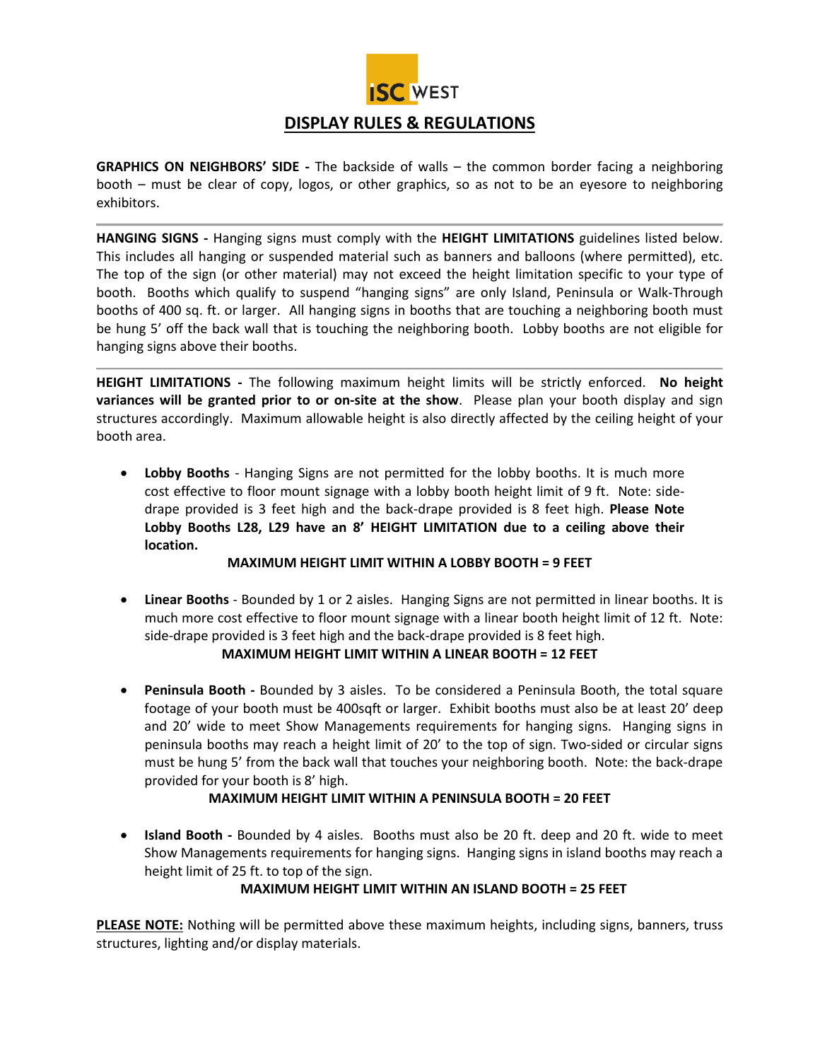# DISPLAY RULES & REGULATIONS

**GRAPHICS ON NEIGHBORS' SIDE -** The backside of walls – the common border facing a neighboring booth – must be clear of copy, logos, or other graphics, so as not to be an eyesore to neighboring exhibitors.

---

**HANGING SIGNS -** Hanging signs must comply with the **HEIGHT LIMITATIONS** guidelines listed below. This includes all hanging or suspended material such as banners and balloons (where permitted), etc. The top of the sign (or other material) may not exceed the height limitation specific to your type of booth. Booths which qualify to suspend "hanging signs" are only Island, Peninsula or Walk-Through booths of 400 sq. ft. or larger. All hanging signs in booths that are touching a neighboring booth must be hung 5' off the back wall that is touching the neighboring booth. Lobby booths are not eligible for hanging signs above their booths.

---

**HEIGHT LIMITATIONS -** The following maximum height limits will be strictly enforced. **No height variances will be granted prior to or on-site at the show**. Please plan your booth display and sign structures accordingly. Maximum allowable height is also directly affected by the ceiling height of your booth area.

- **Lobby Booths** - Hanging Signs are not permitted for the lobby booths. It is much more cost effective to floor mount signage with a lobby booth height limit of 9 ft. Note: side-drape provided is 3 feet high and the back-drape provided is 8 feet high. **Please Note Lobby Booths L28, L29 have an 8' HEIGHT LIMITATION due to a ceiling above their location.**

  **MAXIMUM HEIGHT LIMIT WITHIN A LOBBY BOOTH = 9 FEET**

- **Linear Booths** - Bounded by 1 or 2 aisles. Hanging Signs are not permitted in linear booths. It is much more cost effective to floor mount signage with a linear booth height limit of 12 ft. Note: side-drape provided is 3 feet high and the back-drape provided is 8 feet high.

  **MAXIMUM HEIGHT LIMIT WITHIN A LINEAR BOOTH = 12 FEET**

- **Peninsula Booth -** Bounded by 3 aisles. To be considered a Peninsula Booth, the total square footage of your booth must be 400sqft or larger. Exhibit booths must also be at least 20' deep and 20' wide to meet Show Managements requirements for hanging signs. Hanging signs in peninsula booths may reach a height limit of 20' to the top of sign. Two-sided or circular signs must be hung 5' from the back wall that touches your neighboring booth. Note: the back-drape provided for your booth is 8' high.

  **MAXIMUM HEIGHT LIMIT WITHIN A PENINSULA BOOTH = 20 FEET**

- **Island Booth -** Bounded by 4 aisles. Booths must also be 20 ft. deep and 20 ft. wide to meet Show Managements requirements for hanging signs. Hanging signs in island booths may reach a height limit of 25 ft. to top of the sign.

  **MAXIMUM HEIGHT LIMIT WITHIN AN ISLAND BOOTH = 25 FEET**

**PLEASE NOTE:** Nothing will be permitted above these maximum heights, including signs, banners, truss structures, lighting and/or display materials.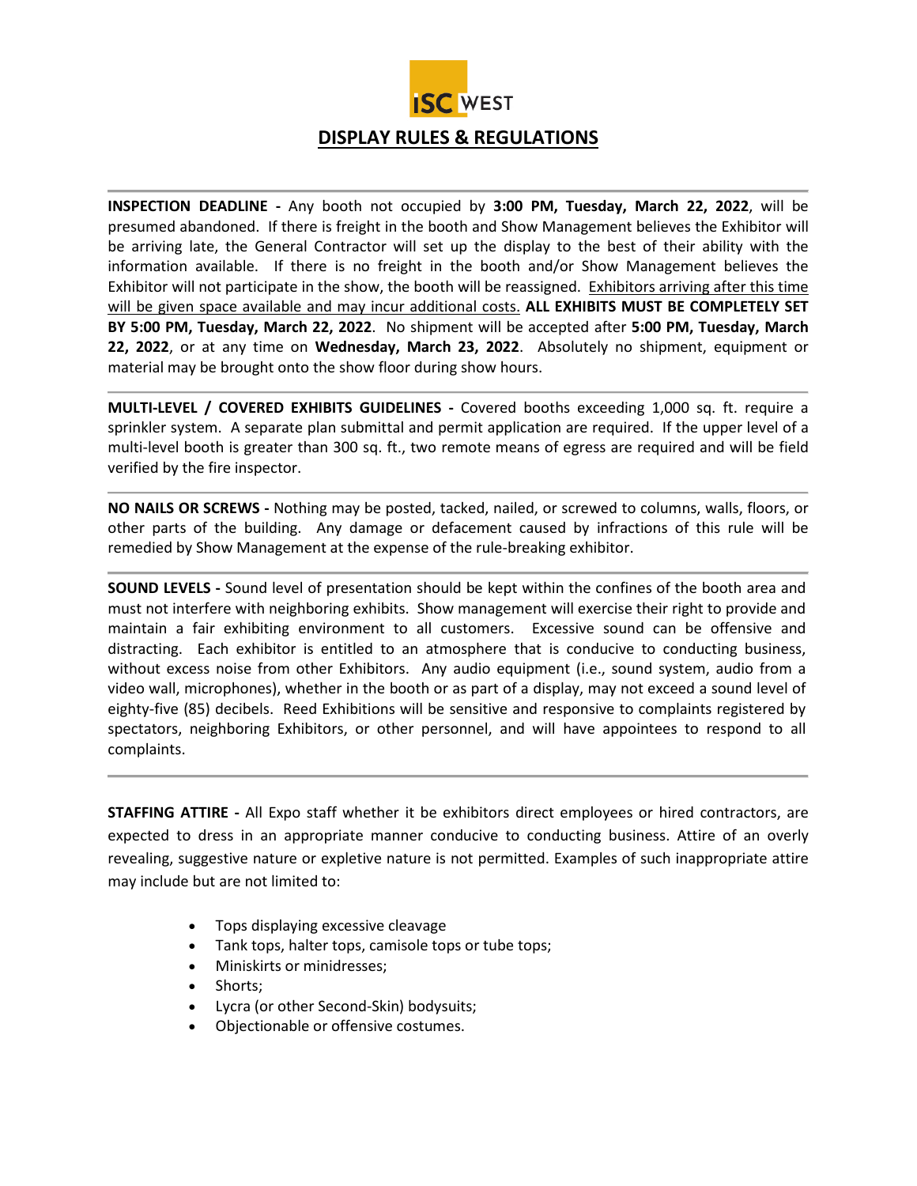ISC WEST

## DISPLAY RULES & REGULATIONS

---

**INSPECTION DEADLINE -** Any booth not occupied by **3:00 PM, Tuesday, March 22, 2022**, will be presumed abandoned. If there is freight in the booth and Show Management believes the Exhibitor will be arriving late, the General Contractor will set up the display to the best of their ability with the information available. If there is no freight in the booth and/or Show Management believes the Exhibitor will not participate in the show, the booth will be reassigned. Exhibitors arriving after this time will be given space available and may incur additional costs. **ALL EXHIBITS MUST BE COMPLETELY SET BY 5:00 PM, Tuesday, March 22, 2022**. No shipment will be accepted after **5:00 PM, Tuesday, March 22, 2022**, or at any time on **Wednesday, March 23, 2022**. Absolutely no shipment, equipment or material may be brought onto the show floor during show hours.

---

**MULTI-LEVEL / COVERED EXHIBITS GUIDELINES -** Covered booths exceeding 1,000 sq. ft. require a sprinkler system. A separate plan submittal and permit application are required. If the upper level of a multi-level booth is greater than 300 sq. ft., two remote means of egress are required and will be field verified by the fire inspector.

---

**NO NAILS OR SCREWS -** Nothing may be posted, tacked, nailed, or screwed to columns, walls, floors, or other parts of the building. Any damage or defacement caused by infractions of this rule will be remedied by Show Management at the expense of the rule-breaking exhibitor.

---

**SOUND LEVELS -** Sound level of presentation should be kept within the confines of the booth area and must not interfere with neighboring exhibits. Show management will exercise their right to provide and maintain a fair exhibiting environment to all customers. Excessive sound can be offensive and distracting. Each exhibitor is entitled to an atmosphere that is conducive to conducting business, without excess noise from other Exhibitors. Any audio equipment (i.e., sound system, audio from a video wall, microphones), whether in the booth or as part of a display, may not exceed a sound level of eighty-five (85) decibels. Reed Exhibitions will be sensitive and responsive to complaints registered by spectators, neighboring Exhibitors, or other personnel, and will have appointees to respond to all complaints.

---

**STAFFING ATTIRE -** All Expo staff whether it be exhibitors direct employees or hired contractors, are expected to dress in an appropriate manner conducive to conducting business. Attire of an overly revealing, suggestive nature or expletive nature is not permitted. Examples of such inappropriate attire may include but are not limited to:

- Tops displaying excessive cleavage
- Tank tops, halter tops, camisole tops or tube tops;
- Miniskirts or minidresses;
- Shorts;
- Lycra (or other Second-Skin) bodysuits;
- Objectionable or offensive costumes.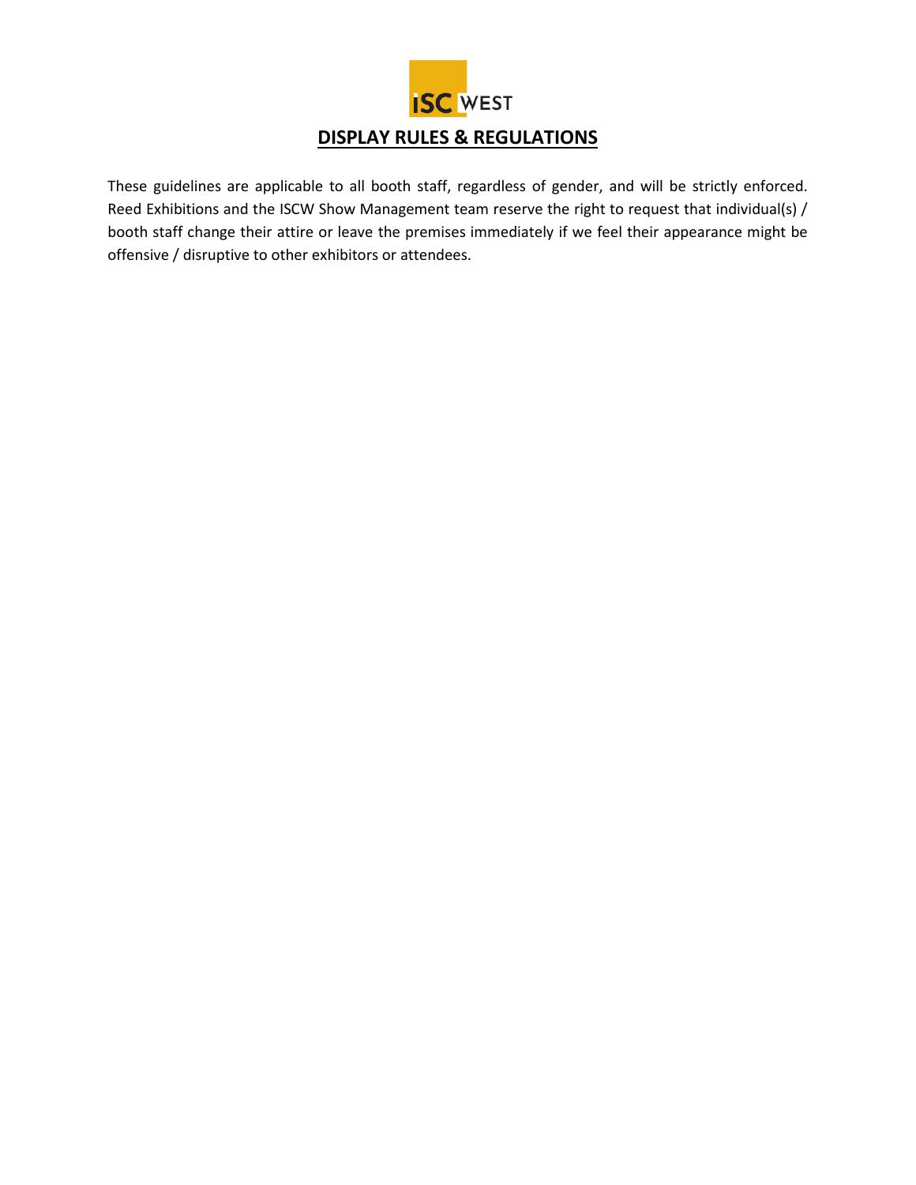ISC WEST

# DISPLAY RULES & REGULATIONS

These guidelines are applicable to all booth staff, regardless of gender, and will be strictly enforced. Reed Exhibitions and the ISCW Show Management team reserve the right to request that individual(s) / booth staff change their attire or leave the premises immediately if we feel their appearance might be offensive / disruptive to other exhibitors or attendees.